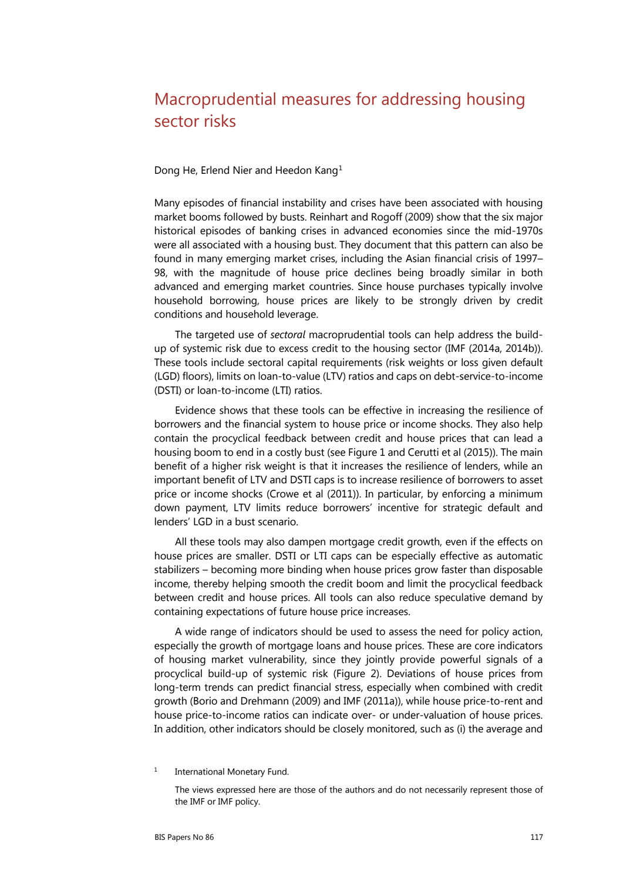# Macroprudential measures for addressing housing sector risks

Dong He, Erlend Nier and Heedon Kang[1]

Many episodes of financial instability and crises have been associated with housing market booms followed by busts. Reinhart and Rogoff (2009) show that the six major historical episodes of banking crises in advanced economies since the mid-1970s were all associated with a housing bust. They document that this pattern can also be found in many emerging market crises, including the Asian financial crisis of 1997–98, with the magnitude of house price declines being broadly similar in both advanced and emerging market countries. Since house purchases typically involve household borrowing, house prices are likely to be strongly driven by credit conditions and household leverage.

The targeted use of *sectoral* macroprudential tools can help address the build-up of systemic risk due to excess credit to the housing sector (IMF (2014a, 2014b)). These tools include sectoral capital requirements (risk weights or loss given default (LGD) floors), limits on loan-to-value (LTV) ratios and caps on debt-service-to-income (DSTI) or loan-to-income (LTI) ratios.

Evidence shows that these tools can be effective in increasing the resilience of borrowers and the financial system to house price or income shocks. They also help contain the procyclical feedback between credit and house prices that can lead a housing boom to end in a costly bust (see Figure 1 and Cerutti et al (2015)). The main benefit of a higher risk weight is that it increases the resilience of lenders, while an important benefit of LTV and DSTI caps is to increase resilience of borrowers to asset price or income shocks (Crowe et al (2011)). In particular, by enforcing a minimum down payment, LTV limits reduce borrowers' incentive for strategic default and lenders' LGD in a bust scenario.

All these tools may also dampen mortgage credit growth, even if the effects on house prices are smaller. DSTI or LTI caps can be especially effective as automatic stabilizers – becoming more binding when house prices grow faster than disposable income, thereby helping smooth the credit boom and limit the procyclical feedback between credit and house prices. All tools can also reduce speculative demand by containing expectations of future house price increases.

A wide range of indicators should be used to assess the need for policy action, especially the growth of mortgage loans and house prices. These are core indicators of housing market vulnerability, since they jointly provide powerful signals of a procyclical build-up of systemic risk (Figure 2). Deviations of house prices from long-term trends can predict financial stress, especially when combined with credit growth (Borio and Drehmann (2009) and IMF (2011a)), while house price-to-rent and house price-to-income ratios can indicate over- or under-valuation of house prices. In addition, other indicators should be closely monitored, such as (i) the average and

[1] International Monetary Fund.

The views expressed here are those of the authors and do not necessarily represent those of the IMF or IMF policy.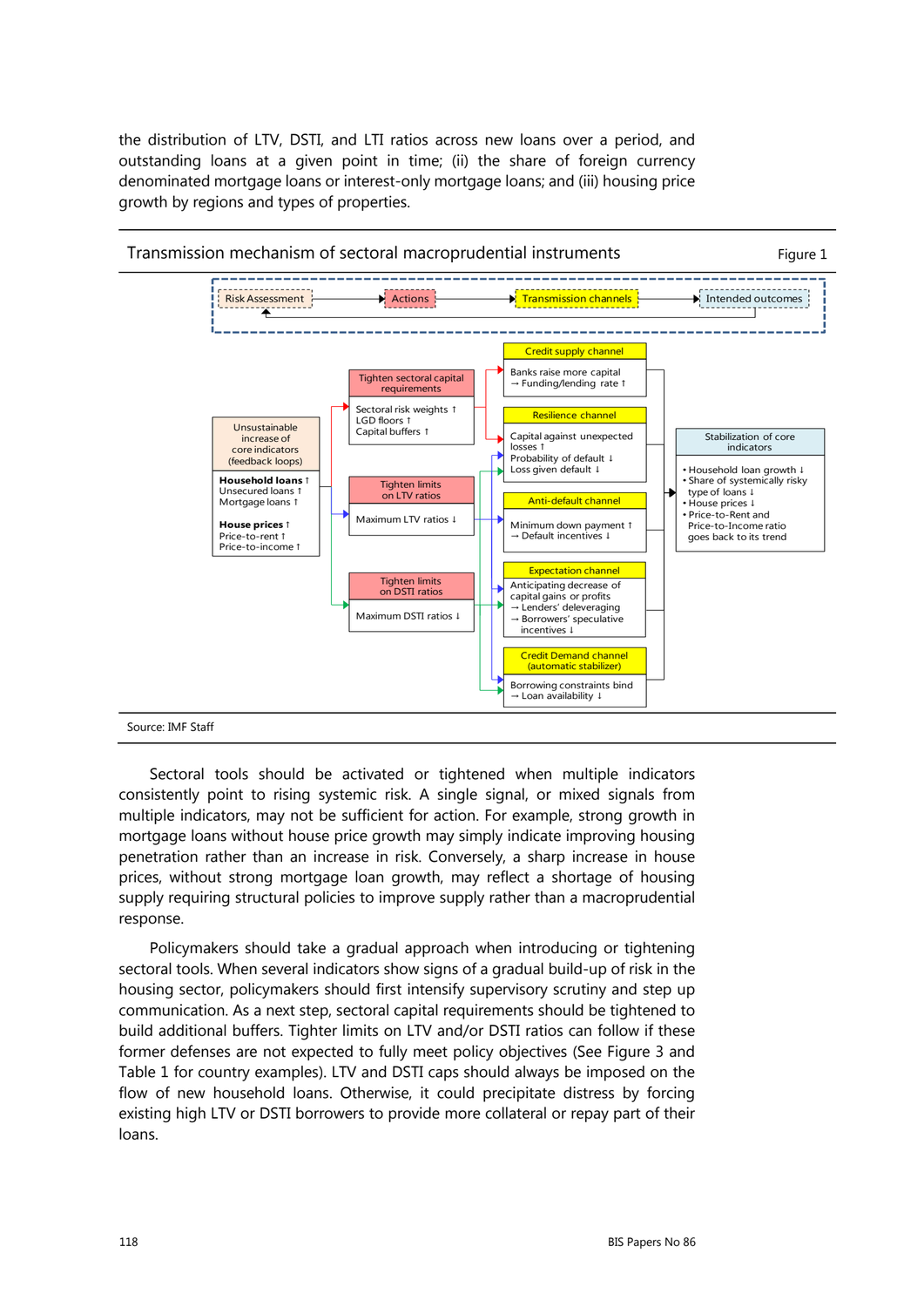the distribution of LTV, DSTI, and LTI ratios across new loans over a period, and outstanding loans at a given point in time; (ii) the share of foreign currency denominated mortgage loans or interest-only mortgage loans; and (iii) housing price growth by regions and types of properties.

Transmission mechanism of sectoral macroprudential instruments — Figure 1

Risk Assessment → Actions → Transmission channels → Intended outcomes

Unsustainable increase of core indicators (feedback loops)

**Household loans** ↑
Unsecured loans ↑
Mortgage loans ↑

**House prices** ↑
Price-to-rent ↑
Price-to-income ↑

Tighten sectoral capital requirements
- Sectoral risk weights ↑
- LGD floors ↑
- Capital buffers ↑

Tighten limits on LTV ratios
- Maximum LTV ratios ↓

Tighten limits on DSTI ratios
- Maximum DSTI ratios ↓

Credit supply channel
- Banks raise more capital → Funding/lending rate ↑

Resilience channel
- Capital against unexpected losses ↑
- Probability of default ↓
- Loss given default ↓

Anti-default channel
- Minimum down payment ↑ → Default incentives ↓

Expectation channel
- Anticipating decrease of capital gains or profits
- → Lenders' deleveraging
- → Borrowers' speculative incentives ↓

Credit Demand channel (automatic stabilizer)
- Borrowing constraints bind → Loan availability ↓

Stabilization of core indicators
- Household loan growth ↓
- Share of systemically risky type of loans ↓
- House prices ↓
- Price-to-Rent and Price-to-Income ratio goes back to its trend

Source: IMF Staff

Sectoral tools should be activated or tightened when multiple indicators consistently point to rising systemic risk. A single signal, or mixed signals from multiple indicators, may not be sufficient for action. For example, strong growth in mortgage loans without house price growth may simply indicate improving housing penetration rather than an increase in risk. Conversely, a sharp increase in house prices, without strong mortgage loan growth, may reflect a shortage of housing supply requiring structural policies to improve supply rather than a macroprudential response.

Policymakers should take a gradual approach when introducing or tightening sectoral tools. When several indicators show signs of a gradual build-up of risk in the housing sector, policymakers should first intensify supervisory scrutiny and step up communication. As a next step, sectoral capital requirements should be tightened to build additional buffers. Tighter limits on LTV and/or DSTI ratios can follow if these former defenses are not expected to fully meet policy objectives (See Figure 3 and Table 1 for country examples). LTV and DSTI caps should always be imposed on the flow of new household loans. Otherwise, it could precipitate distress by forcing existing high LTV or DSTI borrowers to provide more collateral or repay part of their loans.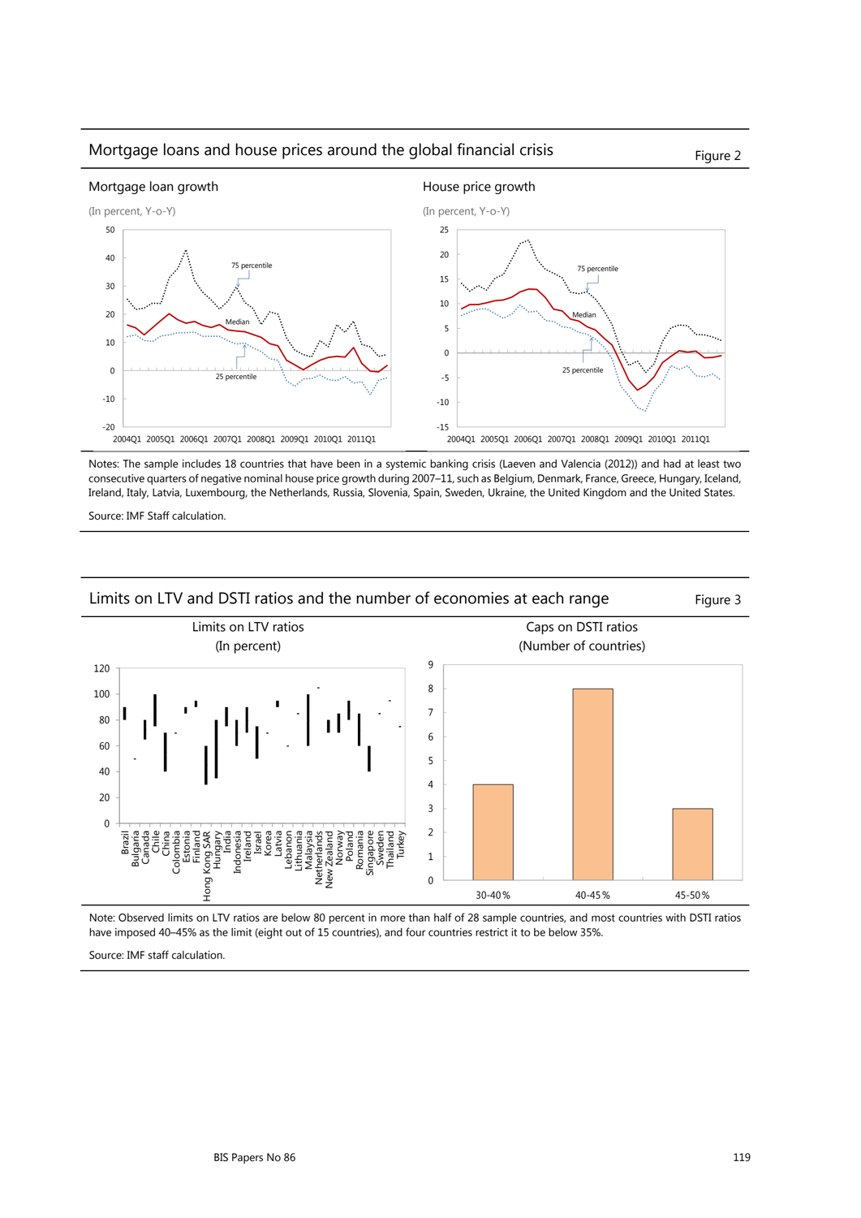## Mortgage loans and house prices around the global financial crisis

Figure 2

Mortgage loan growth

(In percent, Y-o-Y)

House price growth

(In percent, Y-o-Y)

Notes: The sample includes 18 countries that have been in a systemic banking crisis (Laeven and Valencia (2012)) and had at least two consecutive quarters of negative nominal house price growth during 2007–11, such as Belgium, Denmark, France, Greece, Hungary, Iceland, Ireland, Italy, Latvia, Luxembourg, the Netherlands, Russia, Slovenia, Spain, Sweden, Ukraine, the United Kingdom and the United States.

Source: IMF Staff calculation.

## Limits on LTV and DSTI ratios and the number of economies at each range

Figure 3

Limits on LTV ratios

(In percent)

Caps on DSTI ratios

(Number of countries)

Note: Observed limits on LTV ratios are below 80 percent in more than half of 28 sample countries, and most countries with DSTI ratios have imposed 40–45% as the limit (eight out of 15 countries), and four countries restrict it to be below 35%.

Source: IMF staff calculation.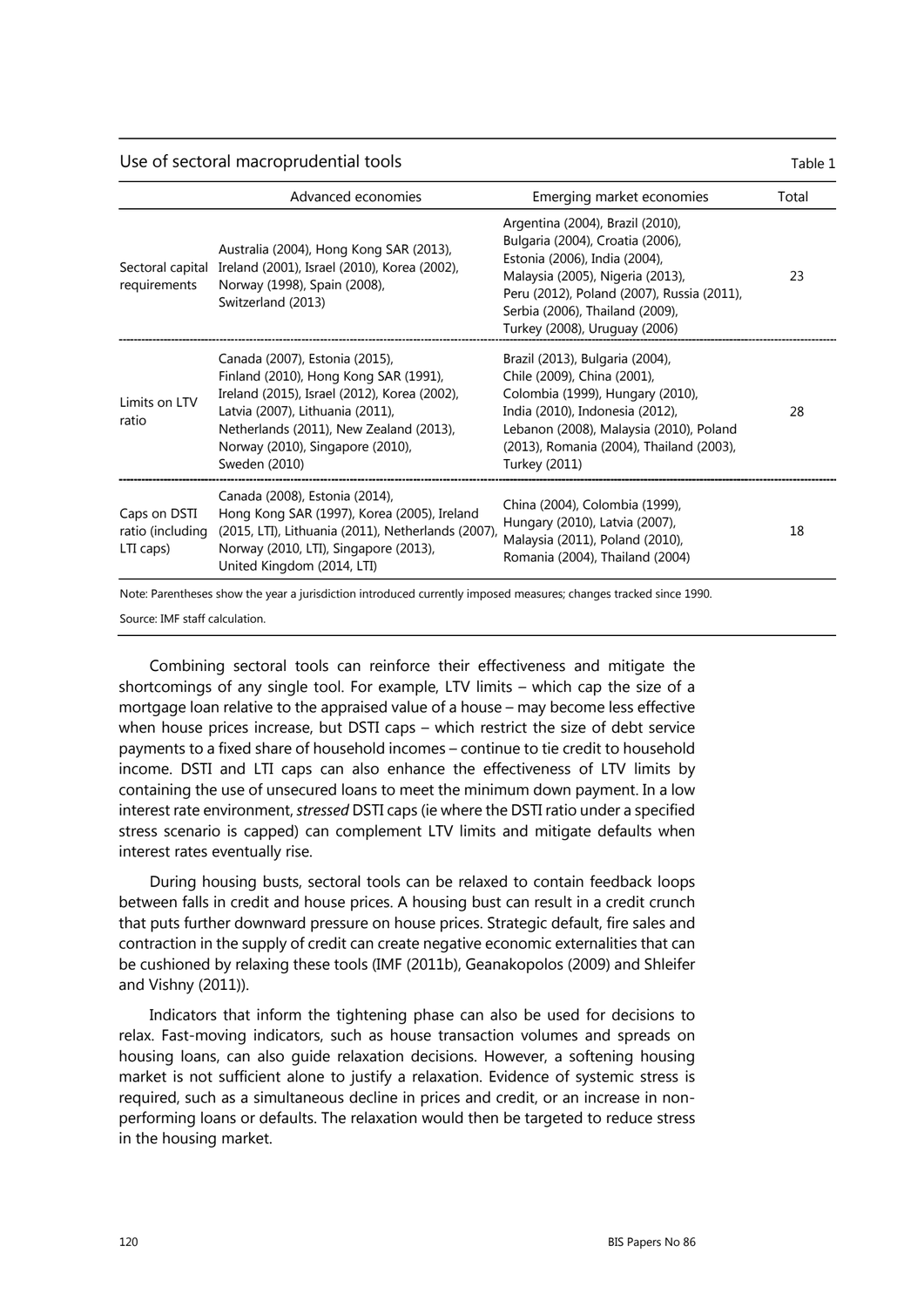Use of sectoral macroprudential tools

Table 1

| | Advanced economies | Emerging market economies | Total |
|---|---|---|---|
| Sectoral capital requirements | Australia (2004), Hong Kong SAR (2013), Ireland (2001), Israel (2010), Korea (2002), Norway (1998), Spain (2008), Switzerland (2013) | Argentina (2004), Brazil (2010), Bulgaria (2004), Croatia (2006), Estonia (2006), India (2004), Malaysia (2005), Nigeria (2013), Peru (2012), Poland (2007), Russia (2011), Serbia (2006), Thailand (2009), Turkey (2008), Uruguay (2006) | 23 |
| Limits on LTV ratio | Canada (2007), Estonia (2015), Finland (2010), Hong Kong SAR (1991), Ireland (2015), Israel (2012), Korea (2002), Latvia (2007), Lithuania (2011), Netherlands (2011), New Zealand (2013), Norway (2010), Singapore (2010), Sweden (2010) | Brazil (2013), Bulgaria (2004), Chile (2009), China (2001), Colombia (1999), Hungary (2010), India (2010), Indonesia (2012), Lebanon (2008), Malaysia (2010), Poland (2013), Romania (2004), Thailand (2003), Turkey (2011) | 28 |
| Caps on DSTI ratio (including LTI caps) | Canada (2008), Estonia (2014), Hong Kong SAR (1997), Korea (2005), Ireland (2015, LTI), Lithuania (2011), Netherlands (2007), Norway (2010, LTI), Singapore (2013), United Kingdom (2014, LTI) | China (2004), Colombia (1999), Hungary (2010), Latvia (2007), Malaysia (2011), Poland (2010), Romania (2004), Thailand (2004) | 18 |

Note: Parentheses show the year a jurisdiction introduced currently imposed measures; changes tracked since 1990.

Source: IMF staff calculation.

Combining sectoral tools can reinforce their effectiveness and mitigate the shortcomings of any single tool. For example, LTV limits – which cap the size of a mortgage loan relative to the appraised value of a house – may become less effective when house prices increase, but DSTI caps – which restrict the size of debt service payments to a fixed share of household incomes – continue to tie credit to household income. DSTI and LTI caps can also enhance the effectiveness of LTV limits by containing the use of unsecured loans to meet the minimum down payment. In a low interest rate environment, *stressed* DSTI caps (ie where the DSTI ratio under a specified stress scenario is capped) can complement LTV limits and mitigate defaults when interest rates eventually rise.

During housing busts, sectoral tools can be relaxed to contain feedback loops between falls in credit and house prices. A housing bust can result in a credit crunch that puts further downward pressure on house prices. Strategic default, fire sales and contraction in the supply of credit can create negative economic externalities that can be cushioned by relaxing these tools (IMF (2011b), Geanakopolos (2009) and Shleifer and Vishny (2011)).

Indicators that inform the tightening phase can also be used for decisions to relax. Fast-moving indicators, such as house transaction volumes and spreads on housing loans, can also guide relaxation decisions. However, a softening housing market is not sufficient alone to justify a relaxation. Evidence of systemic stress is required, such as a simultaneous decline in prices and credit, or an increase in non-performing loans or defaults. The relaxation would then be targeted to reduce stress in the housing market.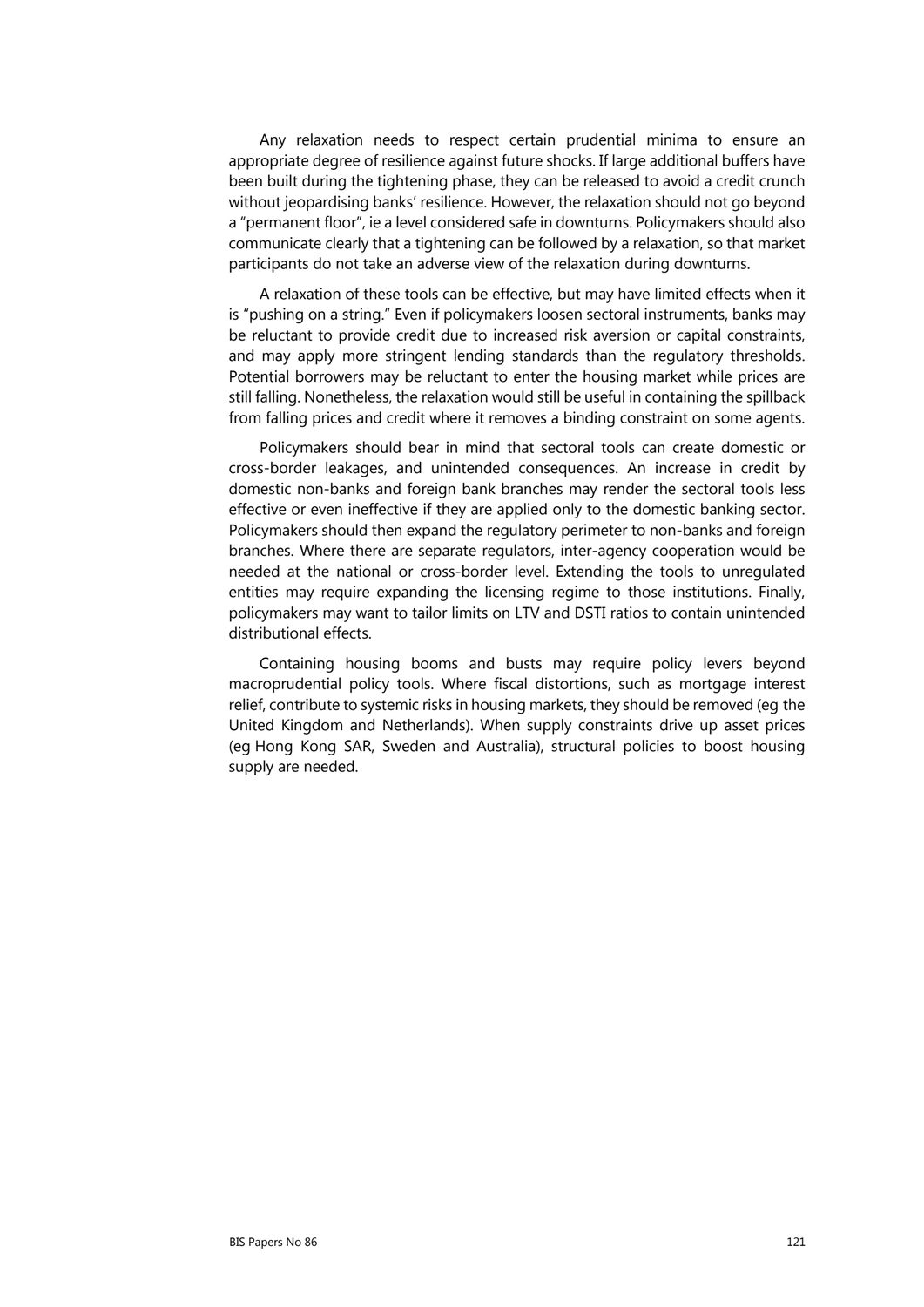Any relaxation needs to respect certain prudential minima to ensure an appropriate degree of resilience against future shocks. If large additional buffers have been built during the tightening phase, they can be released to avoid a credit crunch without jeopardising banks' resilience. However, the relaxation should not go beyond a "permanent floor", ie a level considered safe in downturns. Policymakers should also communicate clearly that a tightening can be followed by a relaxation, so that market participants do not take an adverse view of the relaxation during downturns.

A relaxation of these tools can be effective, but may have limited effects when it is "pushing on a string." Even if policymakers loosen sectoral instruments, banks may be reluctant to provide credit due to increased risk aversion or capital constraints, and may apply more stringent lending standards than the regulatory thresholds. Potential borrowers may be reluctant to enter the housing market while prices are still falling. Nonetheless, the relaxation would still be useful in containing the spillback from falling prices and credit where it removes a binding constraint on some agents.

Policymakers should bear in mind that sectoral tools can create domestic or cross-border leakages, and unintended consequences. An increase in credit by domestic non-banks and foreign bank branches may render the sectoral tools less effective or even ineffective if they are applied only to the domestic banking sector. Policymakers should then expand the regulatory perimeter to non-banks and foreign branches. Where there are separate regulators, inter-agency cooperation would be needed at the national or cross-border level. Extending the tools to unregulated entities may require expanding the licensing regime to those institutions. Finally, policymakers may want to tailor limits on LTV and DSTI ratios to contain unintended distributional effects.

Containing housing booms and busts may require policy levers beyond macroprudential policy tools. Where fiscal distortions, such as mortgage interest relief, contribute to systemic risks in housing markets, they should be removed (eg the United Kingdom and Netherlands). When supply constraints drive up asset prices (eg Hong Kong SAR, Sweden and Australia), structural policies to boost housing supply are needed.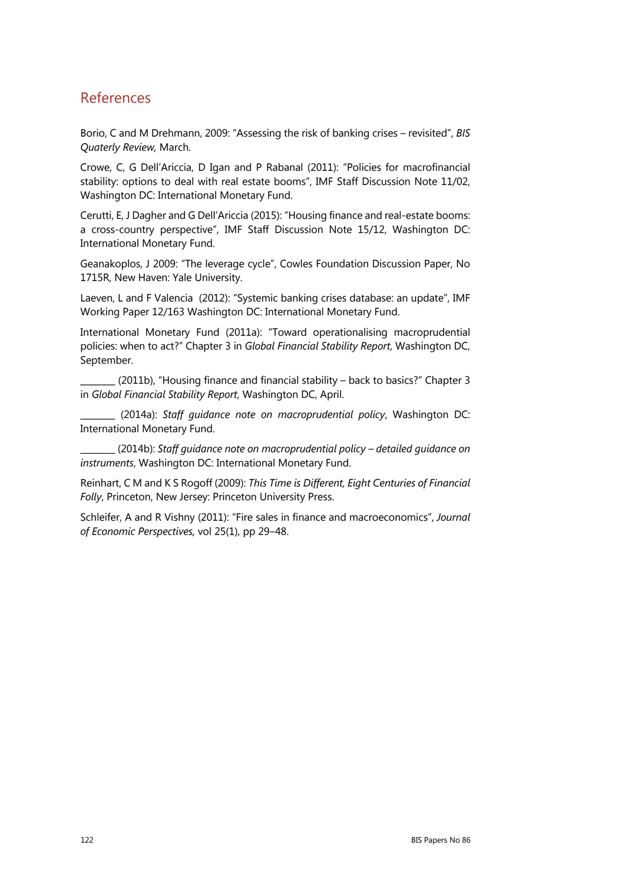## References

Borio, C and M Drehmann, 2009: "Assessing the risk of banking crises – revisited", *BIS Quaterly Review,* March.

Crowe, C, G Dell'Ariccia, D Igan and P Rabanal (2011): "Policies for macrofinancial stability: options to deal with real estate booms", IMF Staff Discussion Note 11/02, Washington DC: International Monetary Fund.

Cerutti, E, J Dagher and G Dell'Ariccia (2015): "Housing finance and real-estate booms: a cross-country perspective", IMF Staff Discussion Note 15/12, Washington DC: International Monetary Fund.

Geanakoplos, J 2009: "The leverage cycle", Cowles Foundation Discussion Paper, No 1715R, New Haven: Yale University.

Laeven, L and F Valencia (2012): "Systemic banking crises database: an update", IMF Working Paper 12/163 Washington DC: International Monetary Fund.

International Monetary Fund (2011a): "Toward operationalising macroprudential policies: when to act?" Chapter 3 in *Global Financial Stability Report*, Washington DC, September.

_______ (2011b), "Housing finance and financial stability – back to basics?" Chapter 3 in *Global Financial Stability Report*, Washington DC, April.

_______ (2014a): *Staff guidance note on macroprudential policy*, Washington DC: International Monetary Fund.

_______ (2014b): *Staff guidance note on macroprudential policy – detailed guidance on instruments*, Washington DC: International Monetary Fund.

Reinhart, C M and K S Rogoff (2009): *This Time is Different, Eight Centuries of Financial Folly*, Princeton, New Jersey: Princeton University Press.

Schleifer, A and R Vishny (2011): "Fire sales in finance and macroeconomics", *Journal of Economic Perspectives,* vol 25(1), pp 29–48.